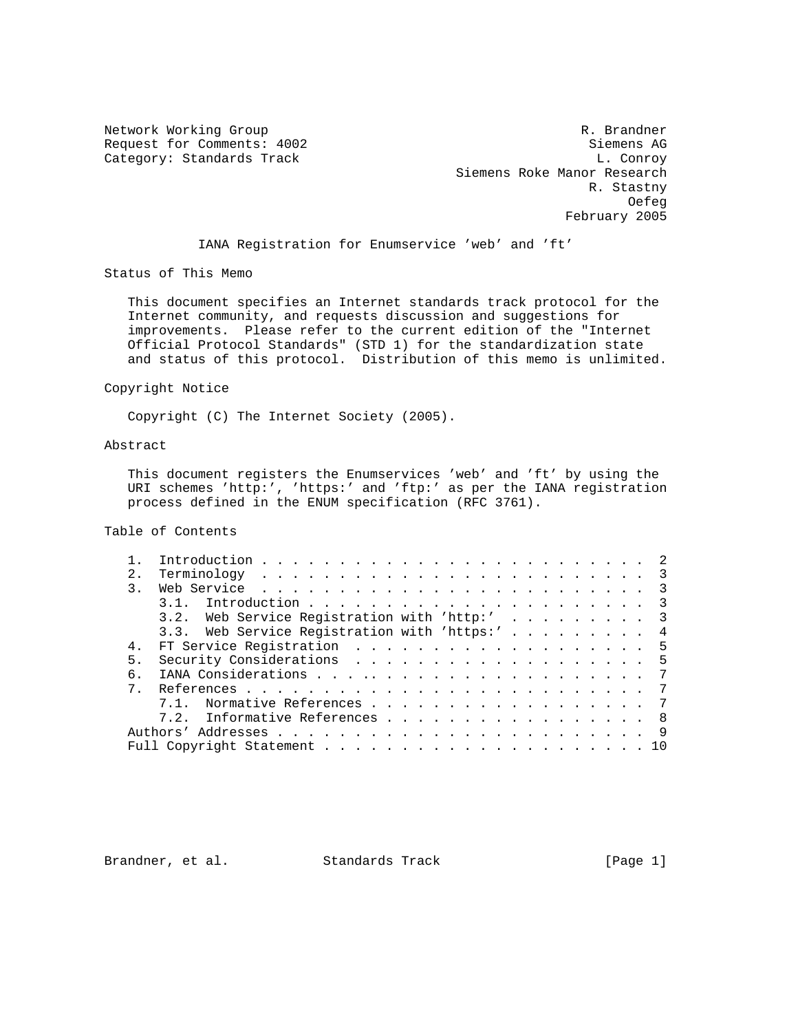Network Working Group                                        R. Brandner
Request for Comments: 4002                                    Siemens AG
Category: Standards Track                                      L. Conroy
                                             Siemens Roke Manor Research
                                                              R. Stastny
                                                                   Oefeg
                                                           February 2005

# IANA Registration for Enumservice 'web' and 'ft'

## Status of This Memo

This document specifies an Internet standards track protocol for the Internet community, and requests discussion and suggestions for improvements. Please refer to the current edition of the "Internet Official Protocol Standards" (STD 1) for the standardization state and status of this protocol. Distribution of this memo is unlimited.

## Copyright Notice

Copyright (C) The Internet Society (2005).

## Abstract

This document registers the Enumservices 'web' and 'ft' by using the URI schemes 'http:', 'https:' and 'ftp:' as per the IANA registration process defined in the ENUM specification (RFC 3761).

## Table of Contents

```
   1.  Introduction . . . . . . . . . . . . . . . . . . . . . . . . .  2
   2.  Terminology  . . . . . . . . . . . . . . . . . . . . . . . . .  3
   3.  Web Service  . . . . . . . . . . . . . . . . . . . . . . . . .  3
       3.1.  Introduction . . . . . . . . . . . . . . . . . . . . . .  3
       3.2.  Web Service Registration with 'http:'  . . . . . . . . .  3
       3.3.  Web Service Registration with 'https:' . . . . . . . . .  4
   4.  FT Service Registration  . . . . . . . . . . . . . . . . . . .  5
   5.  Security Considerations  . . . . . . . . . . . . . . . . . . .  5
   6.  IANA Considerations . . . . . . . . . . . . . . . . . . . . .  7
   7.  References . . . . . . . . . . . . . . . . . . . . . . . . . .  7
       7.1.  Normative References . . . . . . . . . . . . . . . . . .  7
       7.2.  Informative References . . . . . . . . . . . . . . . . .  8
   Authors' Addresses . . . . . . . . . . . . . . . . . . . . . . . .  9
   Full Copyright Statement . . . . . . . . . . . . . . . . . . . . . 10
```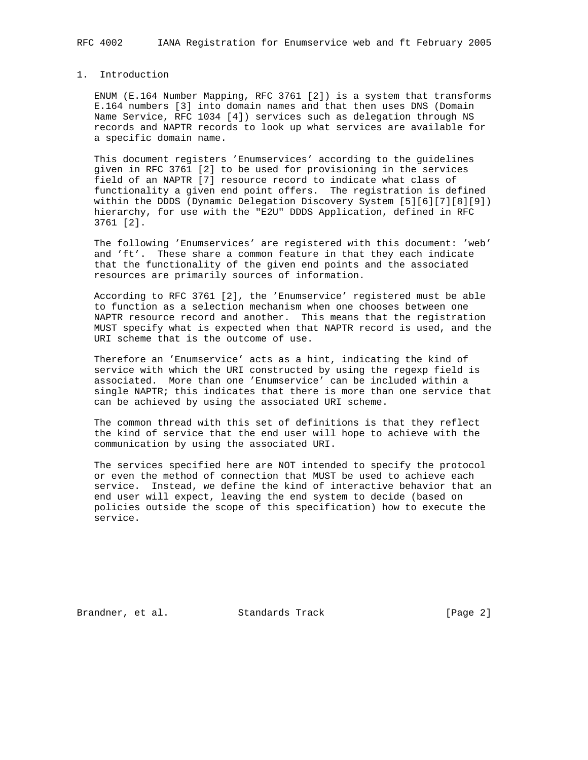## 1. Introduction

ENUM (E.164 Number Mapping, RFC 3761 [2]) is a system that transforms E.164 numbers [3] into domain names and that then uses DNS (Domain Name Service, RFC 1034 [4]) services such as delegation through NS records and NAPTR records to look up what services are available for a specific domain name.

This document registers 'Enumservices' according to the guidelines given in RFC 3761 [2] to be used for provisioning in the services field of an NAPTR [7] resource record to indicate what class of functionality a given end point offers. The registration is defined within the DDDS (Dynamic Delegation Discovery System [5][6][7][8][9]) hierarchy, for use with the "E2U" DDDS Application, defined in RFC 3761 [2].

The following 'Enumservices' are registered with this document: 'web' and 'ft'. These share a common feature in that they each indicate that the functionality of the given end points and the associated resources are primarily sources of information.

According to RFC 3761 [2], the 'Enumservice' registered must be able to function as a selection mechanism when one chooses between one NAPTR resource record and another. This means that the registration MUST specify what is expected when that NAPTR record is used, and the URI scheme that is the outcome of use.

Therefore an 'Enumservice' acts as a hint, indicating the kind of service with which the URI constructed by using the regexp field is associated. More than one 'Enumservice' can be included within a single NAPTR; this indicates that there is more than one service that can be achieved by using the associated URI scheme.

The common thread with this set of definitions is that they reflect the kind of service that the end user will hope to achieve with the communication by using the associated URI.

The services specified here are NOT intended to specify the protocol or even the method of connection that MUST be used to achieve each service. Instead, we define the kind of interactive behavior that an end user will expect, leaving the end system to decide (based on policies outside the scope of this specification) how to execute the service.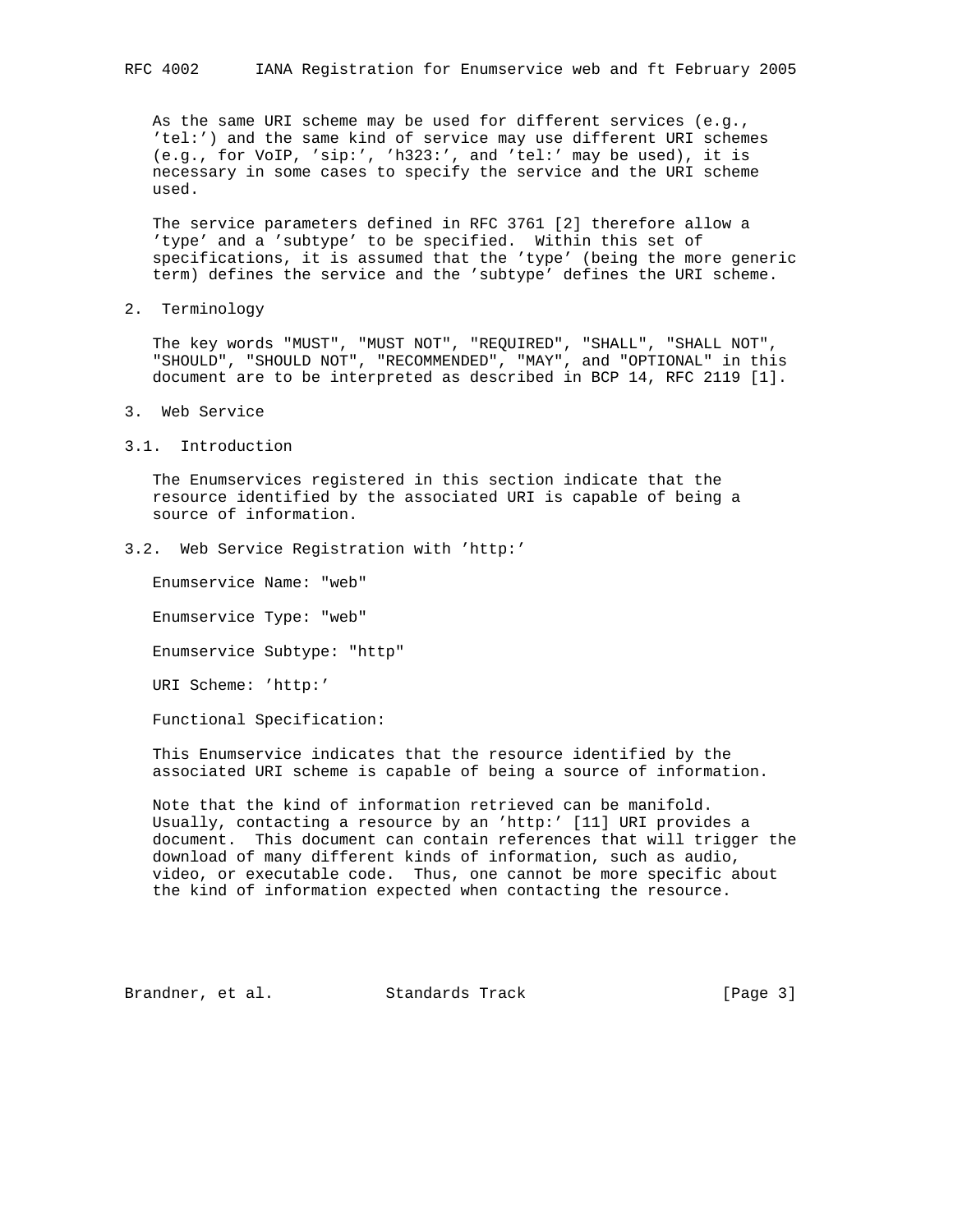As the same URI scheme may be used for different services (e.g., 'tel:') and the same kind of service may use different URI schemes (e.g., for VoIP, 'sip:', 'h323:', and 'tel:' may be used), it is necessary in some cases to specify the service and the URI scheme used.

The service parameters defined in RFC 3761 [2] therefore allow a 'type' and a 'subtype' to be specified. Within this set of specifications, it is assumed that the 'type' (being the more generic term) defines the service and the 'subtype' defines the URI scheme.

## 2. Terminology

The key words "MUST", "MUST NOT", "REQUIRED", "SHALL", "SHALL NOT", "SHOULD", "SHOULD NOT", "RECOMMENDED", "MAY", and "OPTIONAL" in this document are to be interpreted as described in BCP 14, RFC 2119 [1].

## 3. Web Service

### 3.1. Introduction

The Enumservices registered in this section indicate that the resource identified by the associated URI is capable of being a source of information.

### 3.2. Web Service Registration with 'http:'

Enumservice Name: "web"

Enumservice Type: "web"

Enumservice Subtype: "http"

URI Scheme: 'http:'

Functional Specification:

This Enumservice indicates that the resource identified by the associated URI scheme is capable of being a source of information.

Note that the kind of information retrieved can be manifold. Usually, contacting a resource by an 'http:' [11] URI provides a document. This document can contain references that will trigger the download of many different kinds of information, such as audio, video, or executable code. Thus, one cannot be more specific about the kind of information expected when contacting the resource.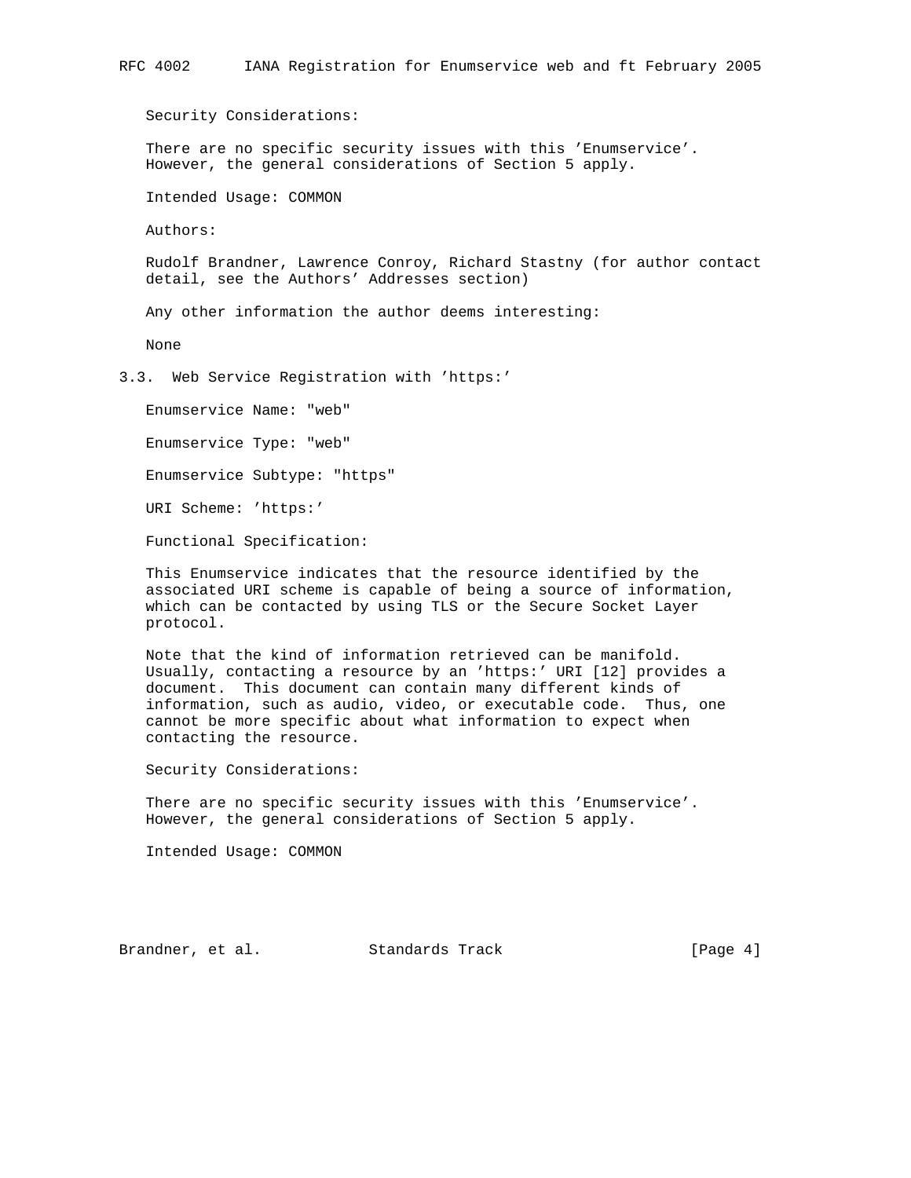Security Considerations:

There are no specific security issues with this 'Enumservice'. However, the general considerations of Section 5 apply.

Intended Usage: COMMON

Authors:

Rudolf Brandner, Lawrence Conroy, Richard Stastny (for author contact detail, see the Authors' Addresses section)

Any other information the author deems interesting:

None

## 3.3. Web Service Registration with 'https:'

Enumservice Name: "web"

Enumservice Type: "web"

Enumservice Subtype: "https"

URI Scheme: 'https:'

Functional Specification:

This Enumservice indicates that the resource identified by the associated URI scheme is capable of being a source of information, which can be contacted by using TLS or the Secure Socket Layer protocol.

Note that the kind of information retrieved can be manifold. Usually, contacting a resource by an 'https:' URI [12] provides a document. This document can contain many different kinds of information, such as audio, video, or executable code. Thus, one cannot be more specific about what information to expect when contacting the resource.

Security Considerations:

There are no specific security issues with this 'Enumservice'. However, the general considerations of Section 5 apply.

Intended Usage: COMMON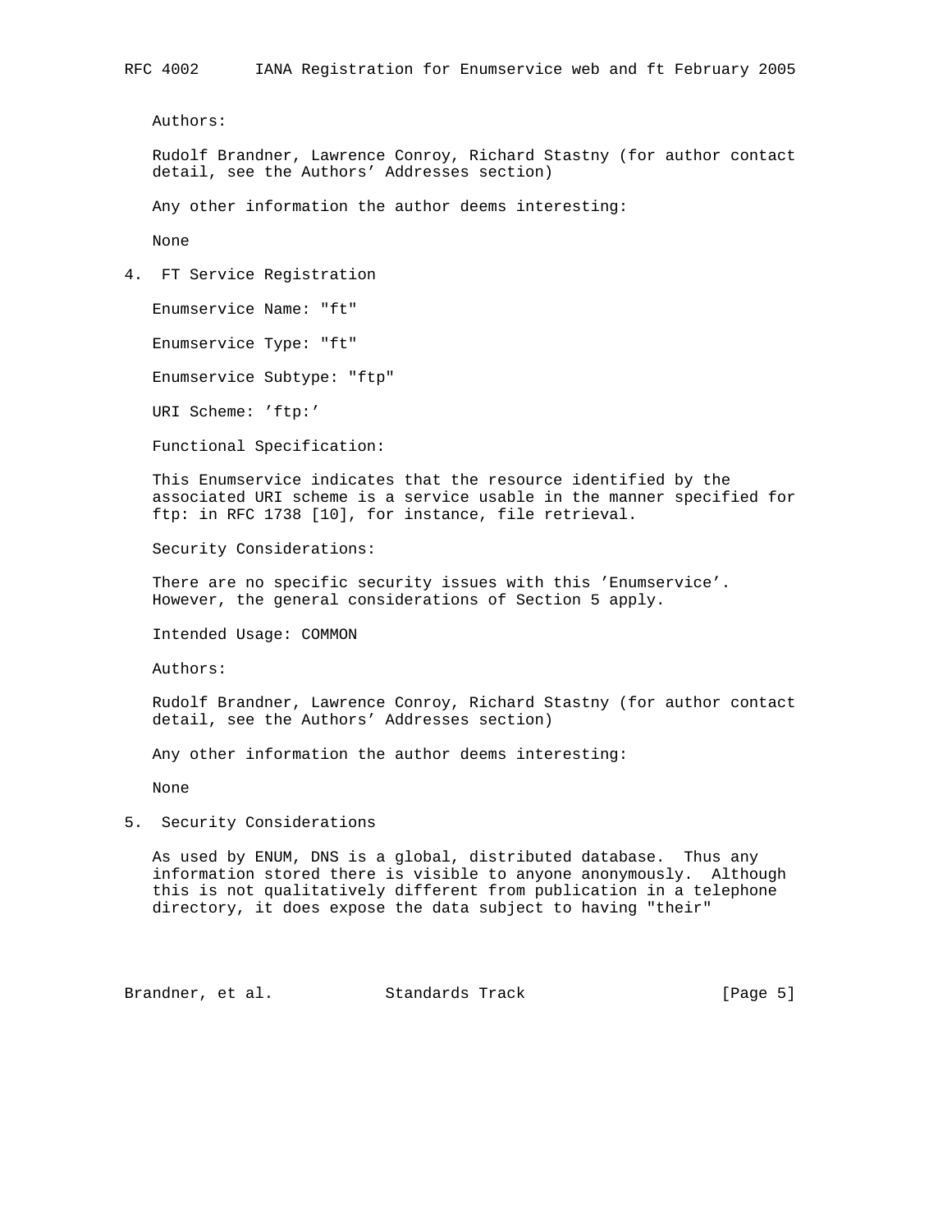Authors:

Rudolf Brandner, Lawrence Conroy, Richard Stastny (for author contact detail, see the Authors' Addresses section)

Any other information the author deems interesting:

None

## 4. FT Service Registration

Enumservice Name: "ft"

Enumservice Type: "ft"

Enumservice Subtype: "ftp"

URI Scheme: 'ftp:'

Functional Specification:

This Enumservice indicates that the resource identified by the associated URI scheme is a service usable in the manner specified for ftp: in RFC 1738 [10], for instance, file retrieval.

Security Considerations:

There are no specific security issues with this 'Enumservice'. However, the general considerations of Section 5 apply.

Intended Usage: COMMON

Authors:

Rudolf Brandner, Lawrence Conroy, Richard Stastny (for author contact detail, see the Authors' Addresses section)

Any other information the author deems interesting:

None

## 5. Security Considerations

As used by ENUM, DNS is a global, distributed database. Thus any information stored there is visible to anyone anonymously. Although this is not qualitatively different from publication in a telephone directory, it does expose the data subject to having "their"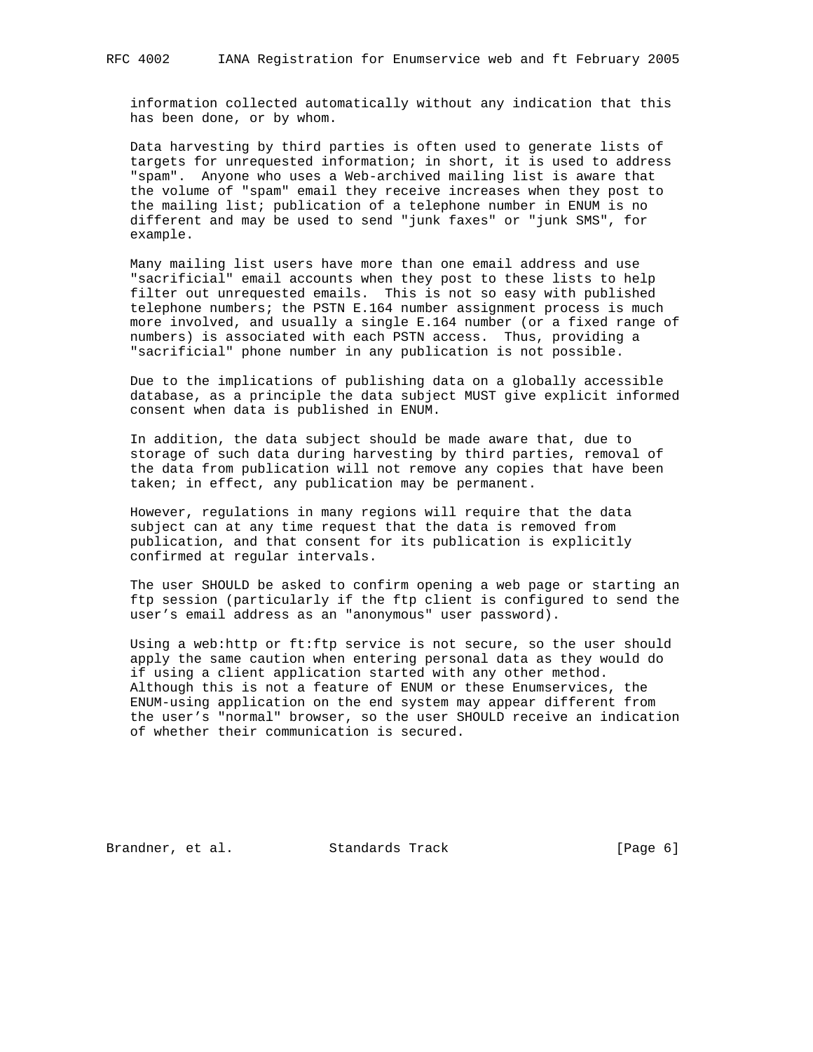information collected automatically without any indication that this has been done, or by whom.

Data harvesting by third parties is often used to generate lists of targets for unrequested information; in short, it is used to address "spam". Anyone who uses a Web-archived mailing list is aware that the volume of "spam" email they receive increases when they post to the mailing list; publication of a telephone number in ENUM is no different and may be used to send "junk faxes" or "junk SMS", for example.

Many mailing list users have more than one email address and use "sacrificial" email accounts when they post to these lists to help filter out unrequested emails. This is not so easy with published telephone numbers; the PSTN E.164 number assignment process is much more involved, and usually a single E.164 number (or a fixed range of numbers) is associated with each PSTN access. Thus, providing a "sacrificial" phone number in any publication is not possible.

Due to the implications of publishing data on a globally accessible database, as a principle the data subject MUST give explicit informed consent when data is published in ENUM.

In addition, the data subject should be made aware that, due to storage of such data during harvesting by third parties, removal of the data from publication will not remove any copies that have been taken; in effect, any publication may be permanent.

However, regulations in many regions will require that the data subject can at any time request that the data is removed from publication, and that consent for its publication is explicitly confirmed at regular intervals.

The user SHOULD be asked to confirm opening a web page or starting an ftp session (particularly if the ftp client is configured to send the user's email address as an "anonymous" user password).

Using a web:http or ft:ftp service is not secure, so the user should apply the same caution when entering personal data as they would do if using a client application started with any other method. Although this is not a feature of ENUM or these Enumservices, the ENUM-using application on the end system may appear different from the user's "normal" browser, so the user SHOULD receive an indication of whether their communication is secured.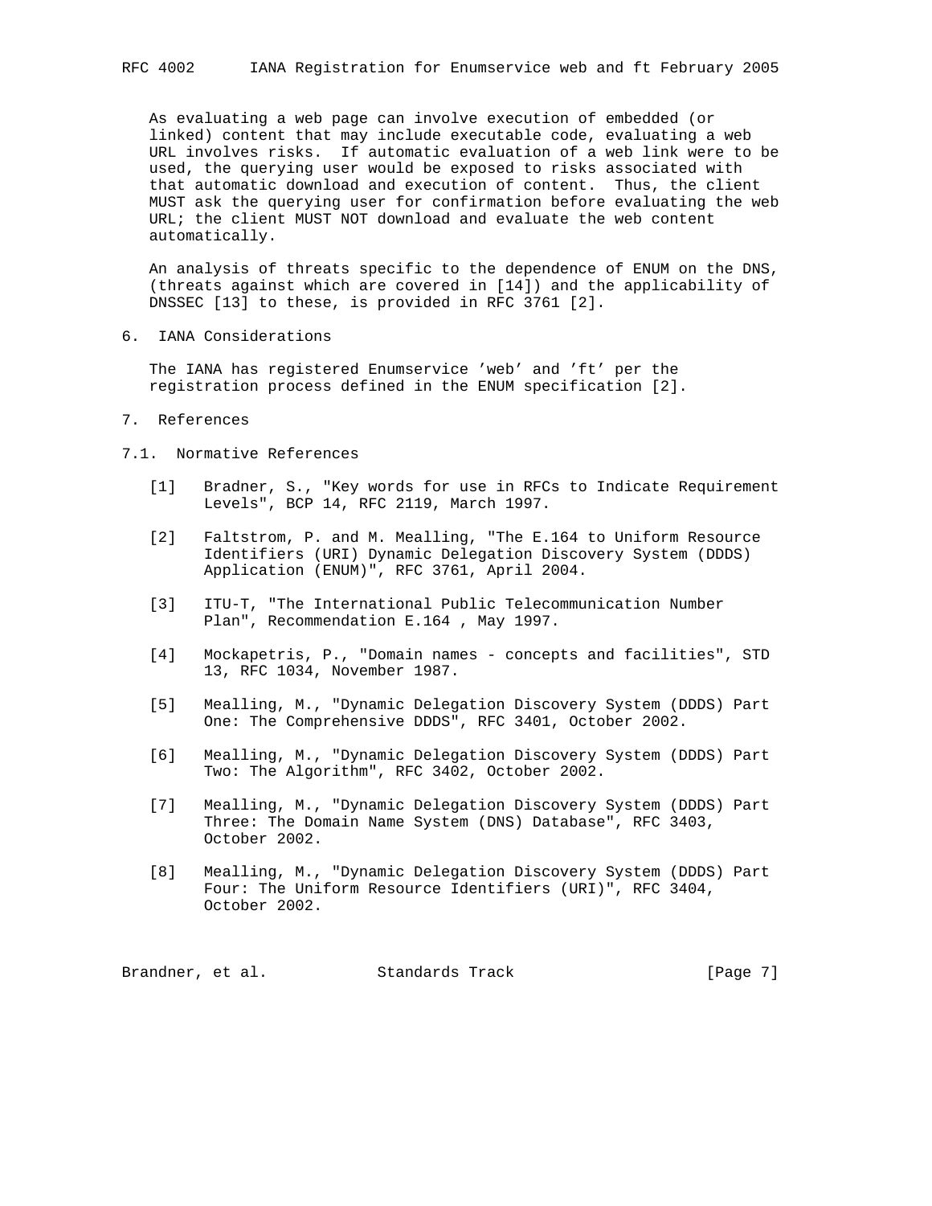As evaluating a web page can involve execution of embedded (or linked) content that may include executable code, evaluating a web URL involves risks. If automatic evaluation of a web link were to be used, the querying user would be exposed to risks associated with that automatic download and execution of content. Thus, the client MUST ask the querying user for confirmation before evaluating the web URL; the client MUST NOT download and evaluate the web content automatically.

An analysis of threats specific to the dependence of ENUM on the DNS, (threats against which are covered in [14]) and the applicability of DNSSEC [13] to these, is provided in RFC 3761 [2].

## 6. IANA Considerations

The IANA has registered Enumservice 'web' and 'ft' per the registration process defined in the ENUM specification [2].

## 7. References

### 7.1. Normative References

[1] Bradner, S., "Key words for use in RFCs to Indicate Requirement Levels", BCP 14, RFC 2119, March 1997.

[2] Faltstrom, P. and M. Mealling, "The E.164 to Uniform Resource Identifiers (URI) Dynamic Delegation Discovery System (DDDS) Application (ENUM)", RFC 3761, April 2004.

[3] ITU-T, "The International Public Telecommunication Number Plan", Recommendation E.164 , May 1997.

[4] Mockapetris, P., "Domain names - concepts and facilities", STD 13, RFC 1034, November 1987.

[5] Mealling, M., "Dynamic Delegation Discovery System (DDDS) Part One: The Comprehensive DDDS", RFC 3401, October 2002.

[6] Mealling, M., "Dynamic Delegation Discovery System (DDDS) Part Two: The Algorithm", RFC 3402, October 2002.

[7] Mealling, M., "Dynamic Delegation Discovery System (DDDS) Part Three: The Domain Name System (DNS) Database", RFC 3403, October 2002.

[8] Mealling, M., "Dynamic Delegation Discovery System (DDDS) Part Four: The Uniform Resource Identifiers (URI)", RFC 3404, October 2002.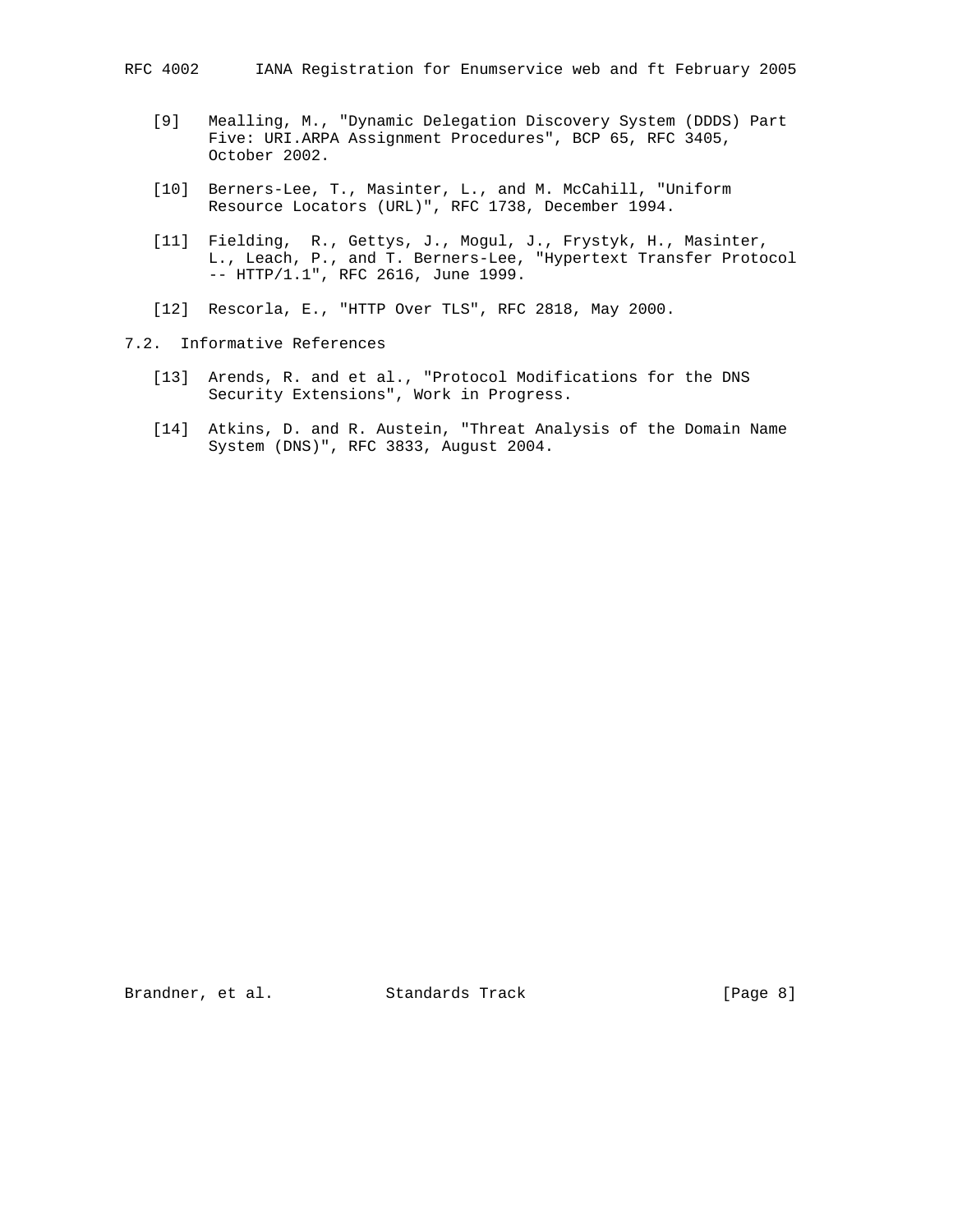[9] Mealling, M., "Dynamic Delegation Discovery System (DDDS) Part Five: URI.ARPA Assignment Procedures", BCP 65, RFC 3405, October 2002.

[10] Berners-Lee, T., Masinter, L., and M. McCahill, "Uniform Resource Locators (URL)", RFC 1738, December 1994.

[11] Fielding, R., Gettys, J., Mogul, J., Frystyk, H., Masinter, L., Leach, P., and T. Berners-Lee, "Hypertext Transfer Protocol -- HTTP/1.1", RFC 2616, June 1999.

[12] Rescorla, E., "HTTP Over TLS", RFC 2818, May 2000.

### 7.2. Informative References

[13] Arends, R. and et al., "Protocol Modifications for the DNS Security Extensions", Work in Progress.

[14] Atkins, D. and R. Austein, "Threat Analysis of the Domain Name System (DNS)", RFC 3833, August 2004.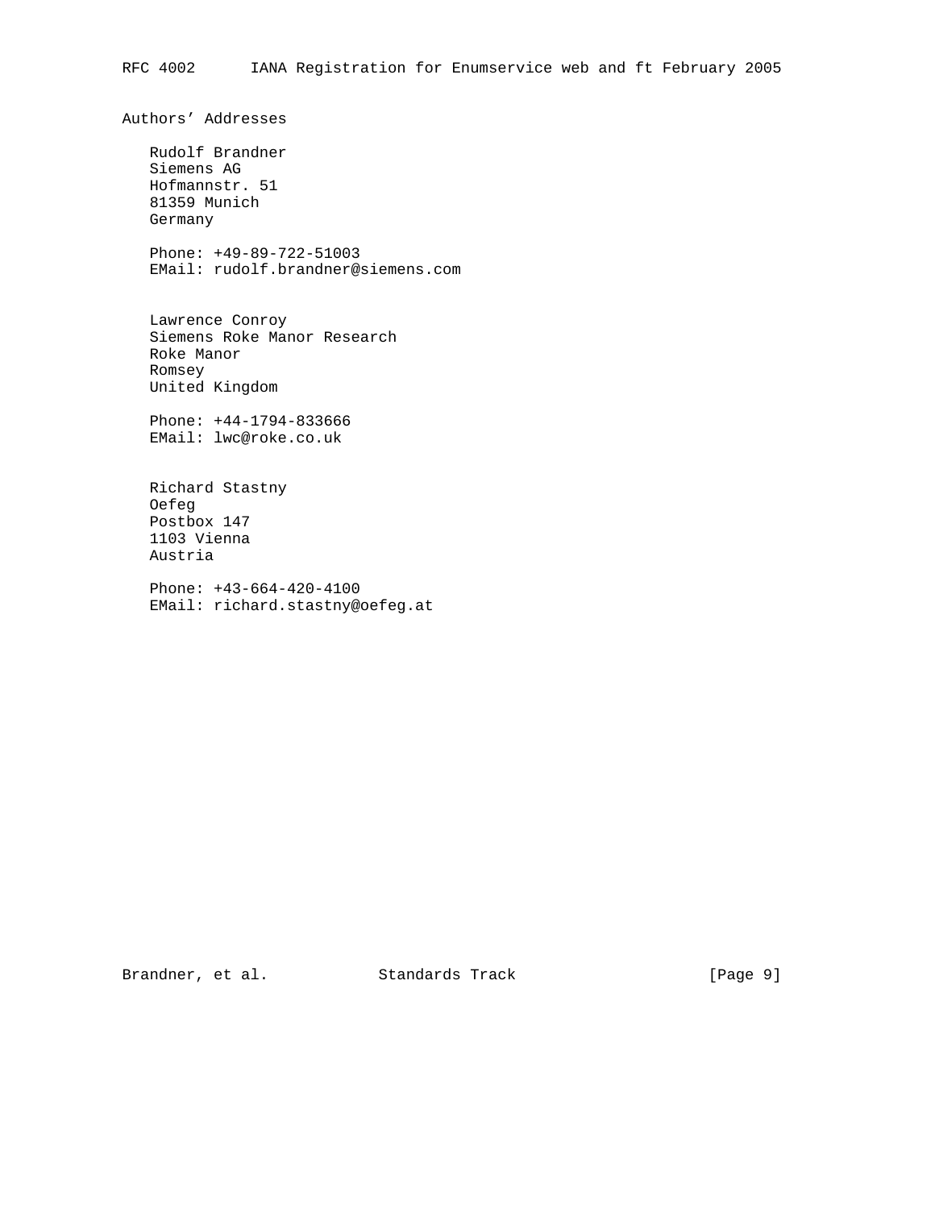## Authors' Addresses

Rudolf Brandner
Siemens AG
Hofmannstr. 51
81359 Munich
Germany

Phone: +49-89-722-51003
EMail: rudolf.brandner@siemens.com

Lawrence Conroy
Siemens Roke Manor Research
Roke Manor
Romsey
United Kingdom

Phone: +44-1794-833666
EMail: lwc@roke.co.uk

Richard Stastny
Oefeg
Postbox 147
1103 Vienna
Austria

Phone: +43-664-420-4100
EMail: richard.stastny@oefeg.at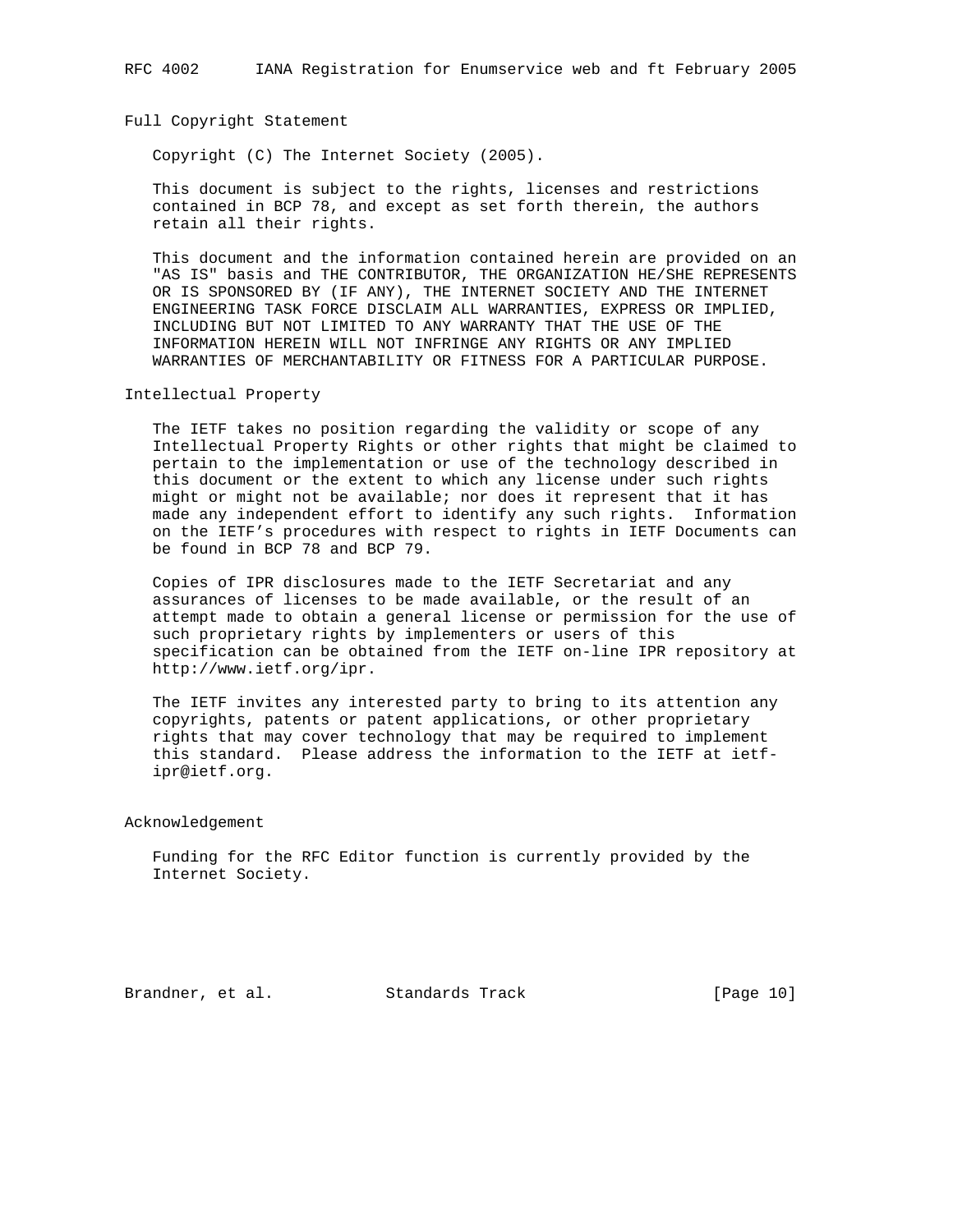## Full Copyright Statement

Copyright (C) The Internet Society (2005).

This document is subject to the rights, licenses and restrictions contained in BCP 78, and except as set forth therein, the authors retain all their rights.

This document and the information contained herein are provided on an "AS IS" basis and THE CONTRIBUTOR, THE ORGANIZATION HE/SHE REPRESENTS OR IS SPONSORED BY (IF ANY), THE INTERNET SOCIETY AND THE INTERNET ENGINEERING TASK FORCE DISCLAIM ALL WARRANTIES, EXPRESS OR IMPLIED, INCLUDING BUT NOT LIMITED TO ANY WARRANTY THAT THE USE OF THE INFORMATION HEREIN WILL NOT INFRINGE ANY RIGHTS OR ANY IMPLIED WARRANTIES OF MERCHANTABILITY OR FITNESS FOR A PARTICULAR PURPOSE.

## Intellectual Property

The IETF takes no position regarding the validity or scope of any Intellectual Property Rights or other rights that might be claimed to pertain to the implementation or use of the technology described in this document or the extent to which any license under such rights might or might not be available; nor does it represent that it has made any independent effort to identify any such rights. Information on the IETF's procedures with respect to rights in IETF Documents can be found in BCP 78 and BCP 79.

Copies of IPR disclosures made to the IETF Secretariat and any assurances of licenses to be made available, or the result of an attempt made to obtain a general license or permission for the use of such proprietary rights by implementers or users of this specification can be obtained from the IETF on-line IPR repository at http://www.ietf.org/ipr.

The IETF invites any interested party to bring to its attention any copyrights, patents or patent applications, or other proprietary rights that may cover technology that may be required to implement this standard. Please address the information to the IETF at ietf-ipr@ietf.org.

## Acknowledgement

Funding for the RFC Editor function is currently provided by the Internet Society.